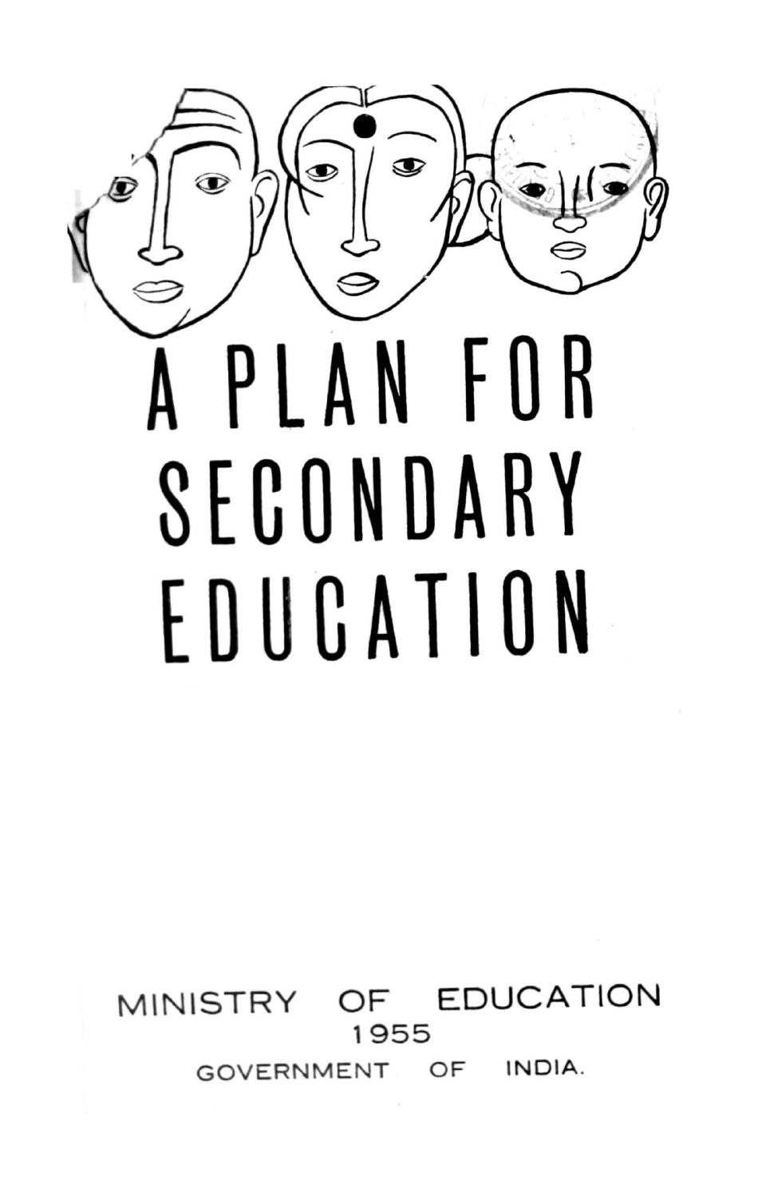# A PLAN FOR SECONDARY EDUCATION

MINISTRY OF EDUCATION
1955
GOVERNMENT OF INDIA.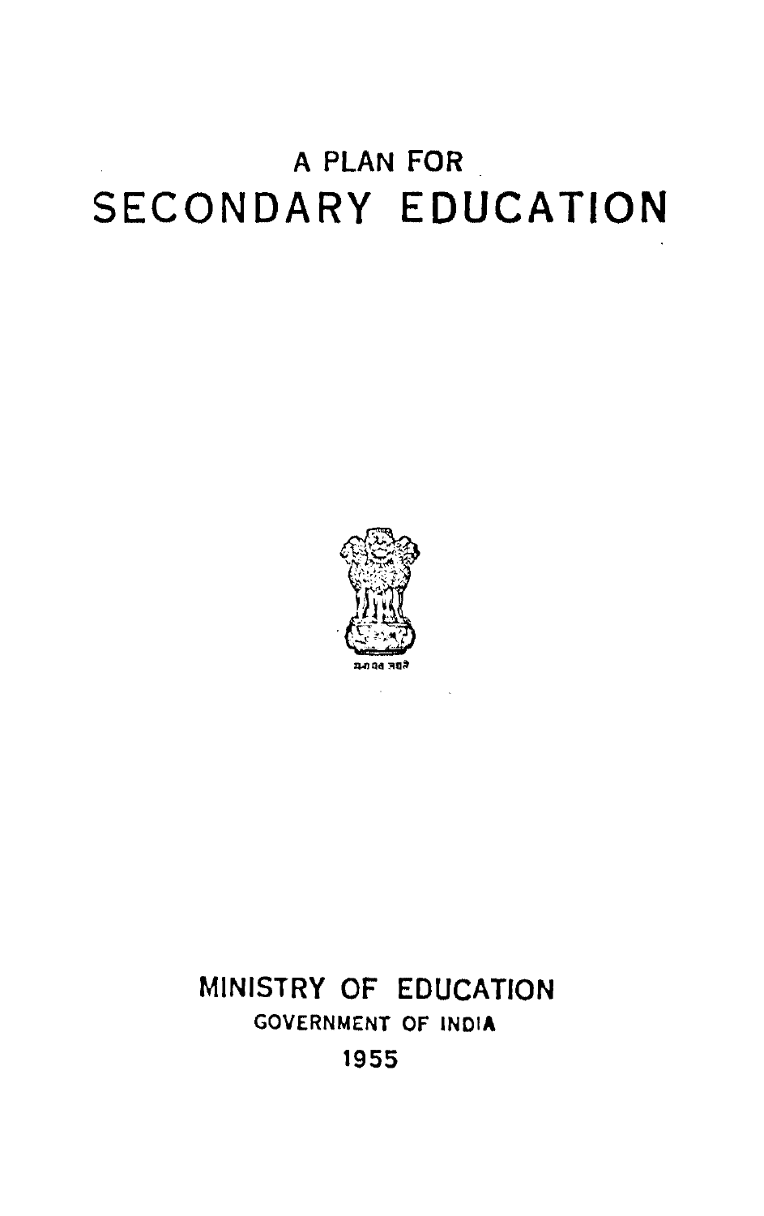A PLAN FOR

# SECONDARY EDUCATION

सत्यमेव जयते

MINISTRY OF EDUCATION

GOVERNMENT OF INDIA

1955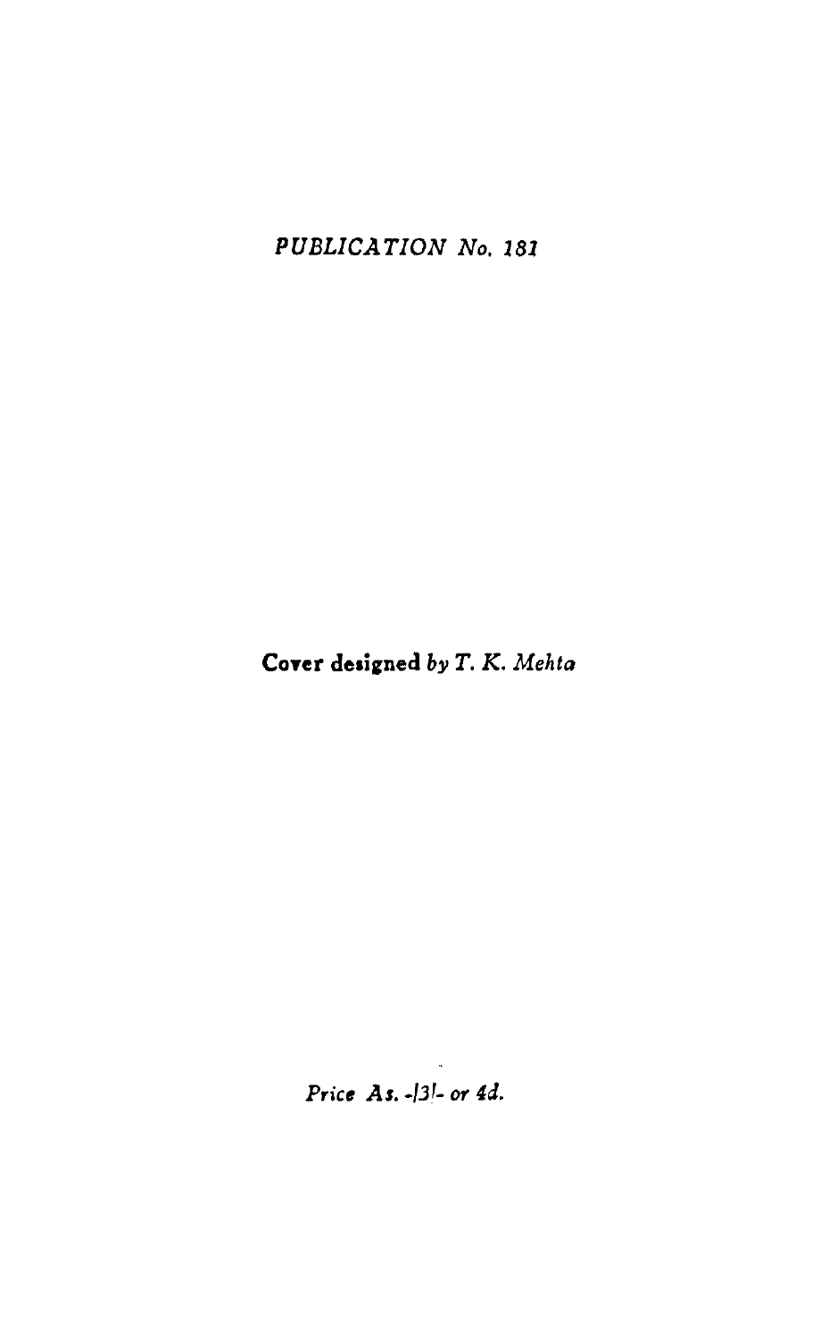*PUBLICATION No. 181*

**Cover designed** *by T. K. Mehta*

*Price As. -/3/- or 4d.*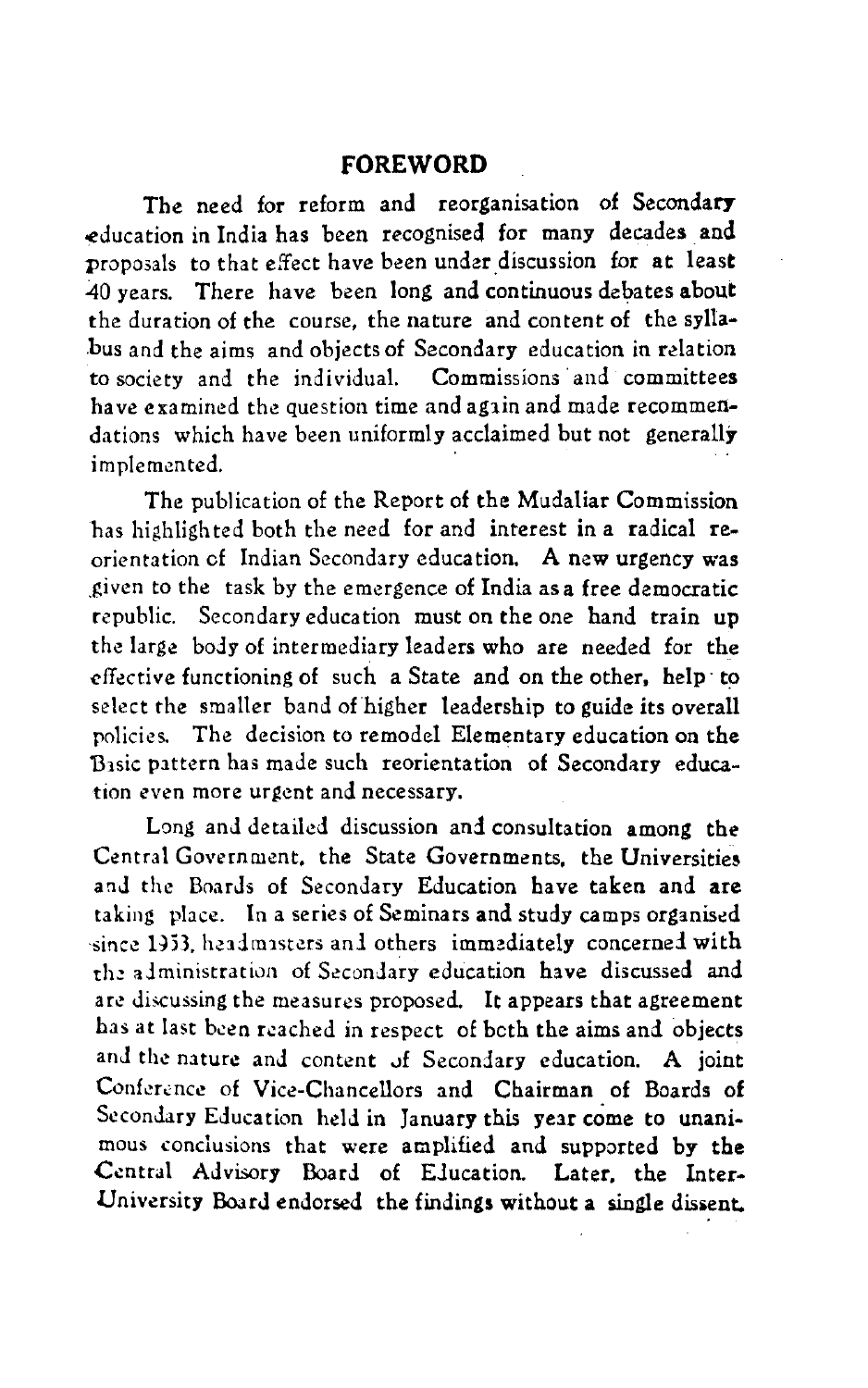## FOREWORD

The need for reform and reorganisation of Secondary education in India has been recognised for many decades and proposals to that effect have been under discussion for at least 40 years. There have been long and continuous debates about the duration of the course, the nature and content of the syllabus and the aims and objects of Secondary education in relation to society and the individual. Commissions and committees have examined the question time and again and made recommendations which have been uniformly acclaimed but not generally implemented.

The publication of the Report of the Mudaliar Commission has highlighted both the need for and interest in a radical re-orientation of Indian Secondary education. A new urgency was given to the task by the emergence of India as a free democratic republic. Secondary education must on the one hand train up the large body of intermediary leaders who are needed for the effective functioning of such a State and on the other, help to select the smaller band of higher leadership to guide its overall policies. The decision to remodel Elementary education on the Basic pattern has made such reorientation of Secondary education even more urgent and necessary.

Long and detailed discussion and consultation among the Central Government, the State Governments, the Universities and the Boards of Secondary Education have taken and are taking place. In a series of Seminars and study camps organised since 1953, headmasters and others immediately concerned with the administration of Secondary education have discussed and are discussing the measures proposed. It appears that agreement has at last been reached in respect of both the aims and objects and the nature and content of Secondary education. A joint Conference of Vice-Chancellors and Chairman of Boards of Secondary Education held in January this year come to unanimous conclusions that were amplified and supported by the Central Advisory Board of Education. Later, the Inter-University Board endorsed the findings without a single dissent.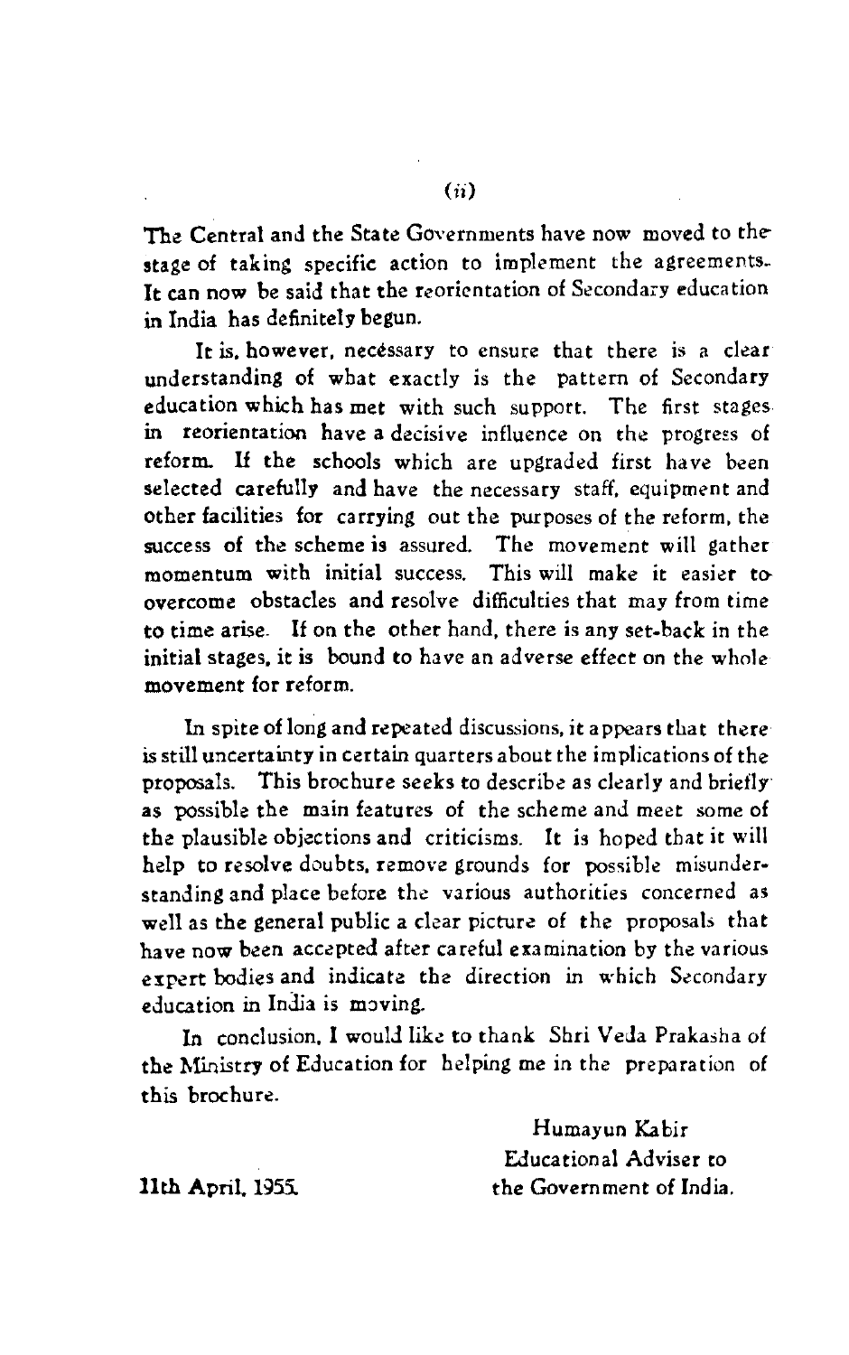The Central and the State Governments have now moved to the stage of taking specific action to implement the agreements. It can now be said that the reorientation of Secondary education in India has definitely begun.

It is, however, necessary to ensure that there is a clear understanding of what exactly is the pattern of Secondary education which has met with such support. The first stages in reorientation have a decisive influence on the progress of reform. If the schools which are upgraded first have been selected carefully and have the necessary staff, equipment and other facilities for carrying out the purposes of the reform, the success of the scheme is assured. The movement will gather momentum with initial success. This will make it easier to overcome obstacles and resolve difficulties that may from time to time arise. If on the other hand, there is any set-back in the initial stages, it is bound to have an adverse effect on the whole movement for reform.

In spite of long and repeated discussions, it appears that there is still uncertainty in certain quarters about the implications of the proposals. This brochure seeks to describe as clearly and briefly as possible the main features of the scheme and meet some of the plausible objections and criticisms. It is hoped that it will help to resolve doubts, remove grounds for possible misunderstanding and place before the various authorities concerned as well as the general public a clear picture of the proposals that have now been accepted after careful examination by the various expert bodies and indicate the direction in which Secondary education in India is moving.

In conclusion, I would like to thank Shri Veda Prakasha of the Ministry of Education for helping me in the preparation of this brochure.

Humayun Kabir
Educational Adviser to
the Government of India.

11th April, 1955.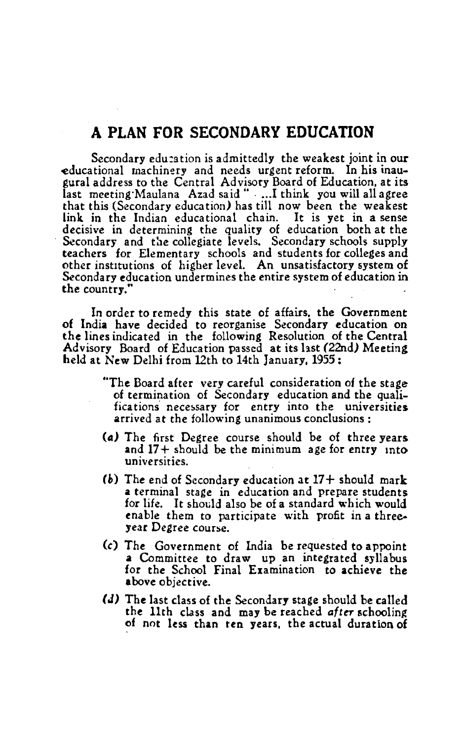## A PLAN FOR SECONDARY EDUCATION

Secondary education is admittedly the weakest joint in our educational machinery and needs urgent reform. In his inaugural address to the Central Advisory Board of Education, at its last meeting Maulana Azad said "...I think you will all agree that this (Secondary education) has till now been the weakest link in the Indian educational chain. It is yet in a sense decisive in determining the quality of education both at the Secondary and the collegiate levels. Secondary schools supply teachers for Elementary schools and students for colleges and other institutions of higher level. An unsatisfactory system of Secondary education undermines the entire system of education in the country."

In order to remedy this state of affairs, the Government of India have decided to reorganise Secondary education on the lines indicated in the following Resolution of the Central Advisory Board of Education passed at its last (22nd) Meeting held at New Delhi from 12th to 14th January, 1955:

> "The Board after very careful consideration of the stage of termination of Secondary education and the qualifications necessary for entry into the universities arrived at the following unanimous conclusions:
>
> (*a*) The first Degree course should be of three years and 17+ should be the minimum age for entry into universities.
>
> (*b*) The end of Secondary education at 17+ should mark a terminal stage in education and prepare students for life. It should also be of a standard which would enable them to participate with profit in a three-year Degree course.
>
> (*c*) The Government of India be requested to appoint a Committee to draw up an integrated syllabus for the School Final Examination to achieve the above objective.
>
> (*d*) The last class of the Secondary stage should be called the 11th class and may be reached *after* schooling of not less than ten years, the actual duration of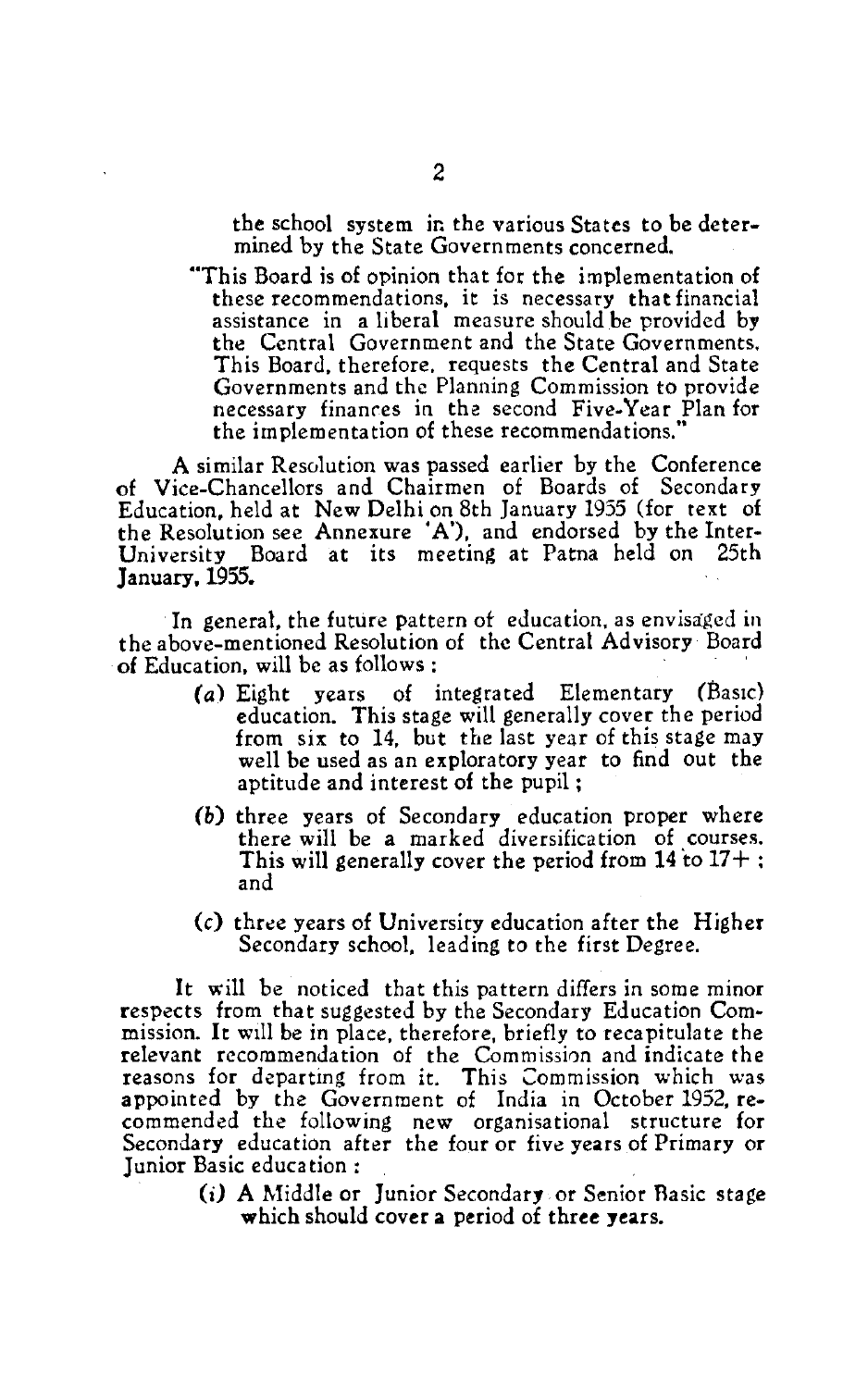the school system in the various States to be determined by the State Governments concerned.

"This Board is of opinion that for the implementation of these recommendations, it is necessary that financial assistance in a liberal measure should be provided by the Central Government and the State Governments. This Board, therefore, requests the Central and State Governments and the Planning Commission to provide necessary finances in the second Five-Year Plan for the implementation of these recommendations."

A similar Resolution was passed earlier by the Conference of Vice-Chancellors and Chairmen of Boards of Secondary Education, held at New Delhi on 8th January 1955 (for text of the Resolution see Annexure 'A'), and endorsed by the Inter-University Board at its meeting at Patna held on 25th January, 1955.

In general, the future pattern of education, as envisaged in the above-mentioned Resolution of the Central Advisory Board of Education, will be as follows :

(a) Eight years of integrated Elementary (Basic) education. This stage will generally cover the period from six to 14, but the last year of this stage may well be used as an exploratory year to find out the aptitude and interest of the pupil ;

(b) three years of Secondary education proper where there will be a marked diversification of courses. This will generally cover the period from 14 to 17+ ; and

(c) three years of University education after the Higher Secondary school, leading to the first Degree.

It will be noticed that this pattern differs in some minor respects from that suggested by the Secondary Education Commission. It will be in place, therefore, briefly to recapitulate the relevant recommendation of the Commission and indicate the reasons for departing from it. This Commission which was appointed by the Government of India in October 1952, recommended the following new organisational structure for Secondary education after the four or five years of Primary or Junior Basic education :

(i) A Middle or Junior Secondary or Senior Basic stage which should cover a period of three years.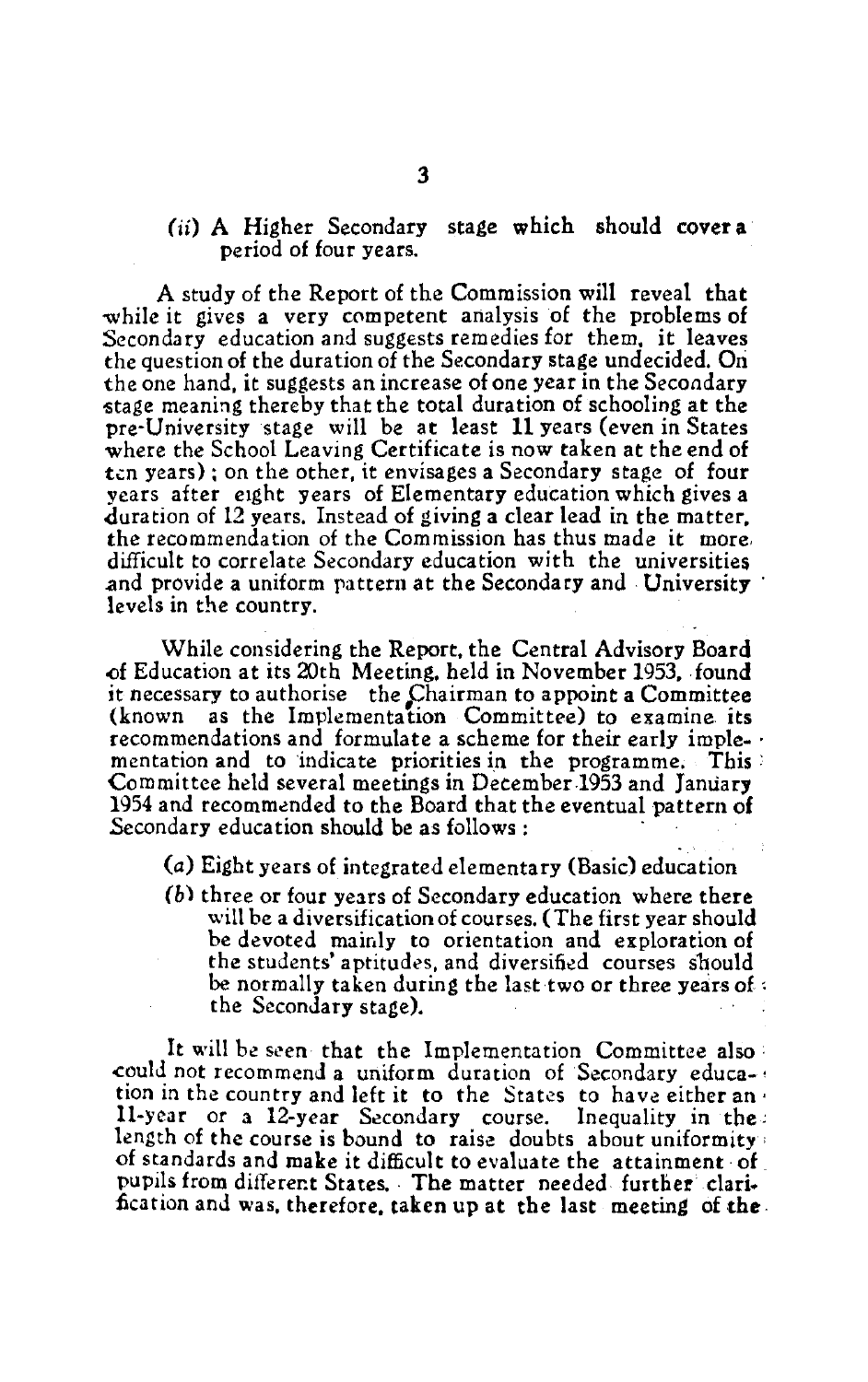(*ii*) A Higher Secondary stage which should cover a period of four years.

A study of the Report of the Commission will reveal that while it gives a very competent analysis of the problems of Secondary education and suggests remedies for them, it leaves the question of the duration of the Secondary stage undecided. On the one hand, it suggests an increase of one year in the Secondary stage meaning thereby that the total duration of schooling at the pre-University stage will be at least 11 years (even in States where the School Leaving Certificate is now taken at the end of ten years); on the other, it envisages a Secondary stage of four years after eight years of Elementary education which gives a duration of 12 years. Instead of giving a clear lead in the matter, the recommendation of the Commission has thus made it more difficult to correlate Secondary education with the universities and provide a uniform pattern at the Secondary and University levels in the country.

While considering the Report, the Central Advisory Board of Education at its 20th Meeting, held in November 1953, found it necessary to authorise the Chairman to appoint a Committee (known as the Implementation Committee) to examine its recommendations and formulate a scheme for their early implementation and to indicate priorities in the programme. This Committee held several meetings in December 1953 and January 1954 and recommended to the Board that the eventual pattern of Secondary education should be as follows:

(*a*) Eight years of integrated elementary (Basic) education

(*b*) three or four years of Secondary education where there will be a diversification of courses. (The first year should be devoted mainly to orientation and exploration of the students' aptitudes, and diversified courses should be normally taken during the last two or three years of the Secondary stage).

It will be seen that the Implementation Committee also could not recommend a uniform duration of Secondary education in the country and left it to the States to have either an 11-year or a 12-year Secondary course. Inequality in the length of the course is bound to raise doubts about uniformity of standards and make it difficult to evaluate the attainment of pupils from different States. The matter needed further clarification and was, therefore, taken up at the last meeting of the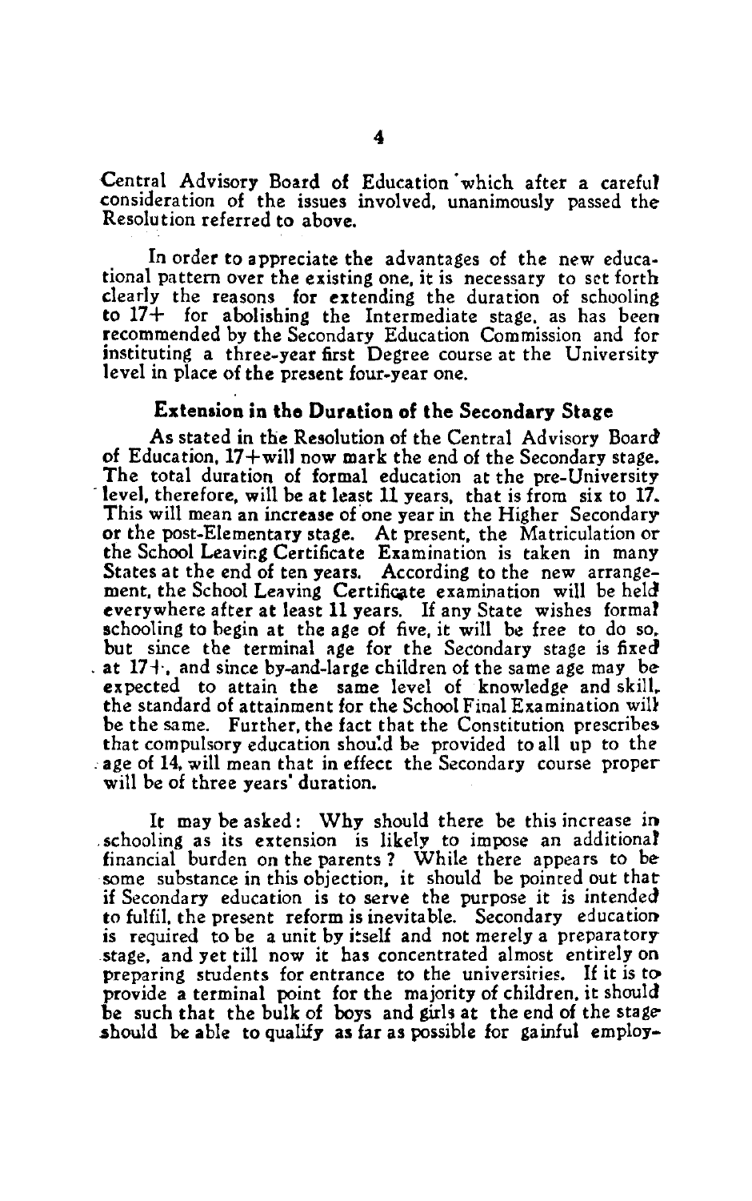Central Advisory Board of Education which after a careful consideration of the issues involved, unanimously passed the Resolution referred to above.

In order to appreciate the advantages of the new educational pattern over the existing one, it is necessary to set forth clearly the reasons for extending the duration of schooling to 17+ for abolishing the Intermediate stage, as has been recommended by the Secondary Education Commission and for instituting a three-year first Degree course at the University level in place of the present four-year one.

### Extension in the Duration of the Secondary Stage

As stated in the Resolution of the Central Advisory Board of Education, 17+will now mark the end of the Secondary stage. The total duration of formal education at the pre-University level, therefore, will be at least 11 years, that is from six to 17. This will mean an increase of one year in the Higher Secondary or the post-Elementary stage. At present, the Matriculation or the School Leaving Certificate Examination is taken in many States at the end of ten years. According to the new arrangement, the School Leaving Certificate examination will be held everywhere after at least 11 years. If any State wishes formal schooling to begin at the age of five, it will be free to do so, but since the terminal age for the Secondary stage is fixed at 17+, and since by-and-large children of the same age may be expected to attain the same level of knowledge and skill, the standard of attainment for the School Final Examination will be the same. Further, the fact that the Constitution prescribes that compulsory education should be provided to all up to the age of 14, will mean that in effect the Secondary course proper will be of three years' duration.

It may be asked: Why should there be this increase in schooling as its extension is likely to impose an additional financial burden on the parents? While there appears to be some substance in this objection, it should be pointed out that if Secondary education is to serve the purpose it is intended to fulfil, the present reform is inevitable. Secondary education is required to be a unit by itself and not merely a preparatory stage, and yet till now it has concentrated almost entirely on preparing students for entrance to the universities. If it is to provide a terminal point for the majority of children, it should be such that the bulk of boys and girls at the end of the stage should be able to qualify as far as possible for gainful employ-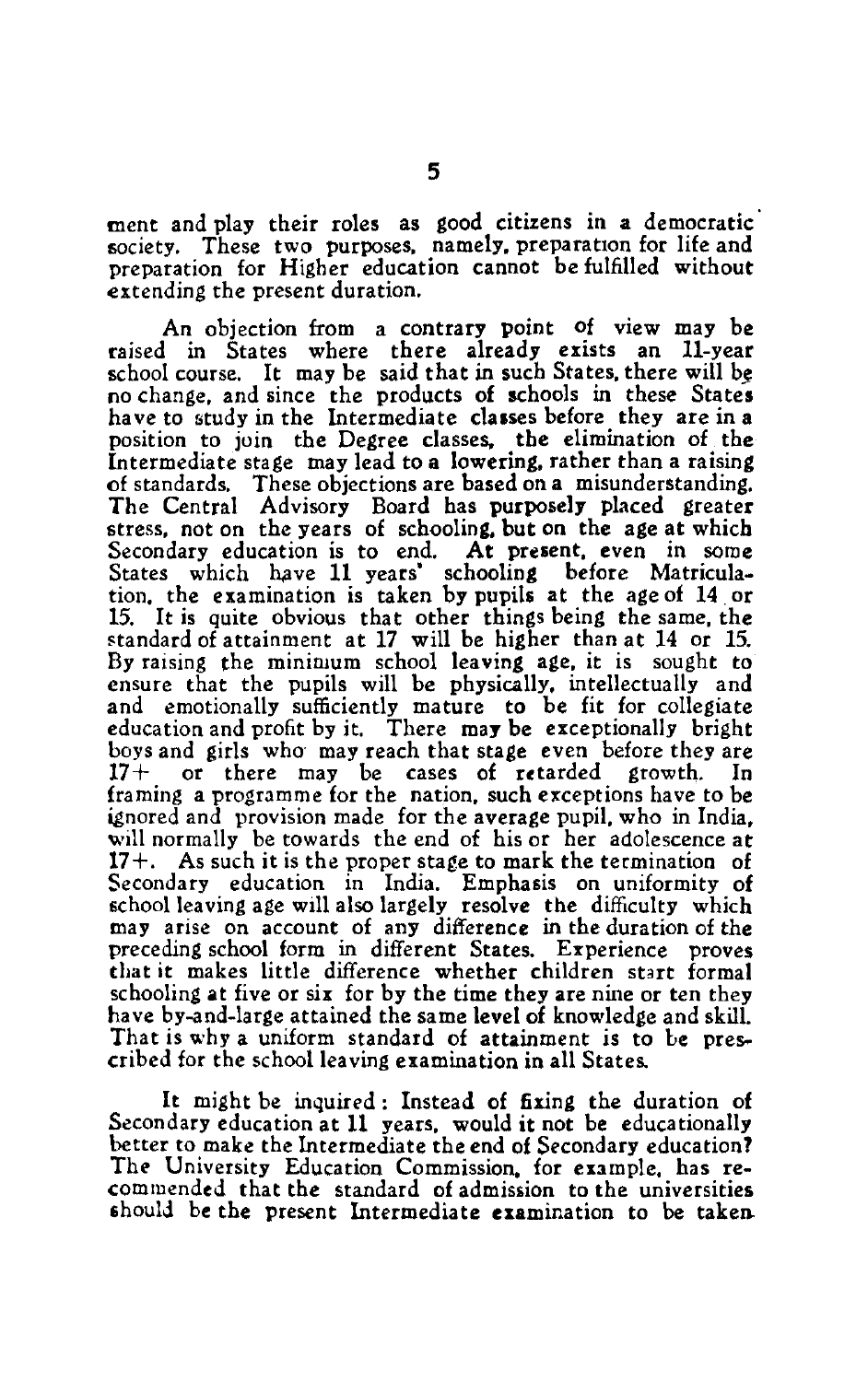ment and play their roles as good citizens in a democratic society. These two purposes, namely, preparation for life and preparation for Higher education cannot be fulfilled without extending the present duration.

An objection from a contrary point of view may be raised in States where there already exists an 11-year school course. It may be said that in such States, there will be no change, and since the products of schools in these States have to study in the Intermediate classes before they are in a position to join the Degree classes, the elimination of the Intermediate stage may lead to a lowering, rather than a raising of standards. These objections are based on a misunderstanding. The Central Advisory Board has purposely placed greater stress, not on the years of schooling, but on the age at which Secondary education is to end. At present, even in some States which have 11 years' schooling before Matriculation, the examination is taken by pupils at the age of 14 or 15. It is quite obvious that other things being the same, the standard of attainment at 17 will be higher than at 14 or 15. By raising the minimum school leaving age, it is sought to ensure that the pupils will be physically, intellectually and and emotionally sufficiently mature to be fit for collegiate education and profit by it. There may be exceptionally bright boys and girls who may reach that stage even before they are 17+ or there may be cases of retarded growth. In framing a programme for the nation, such exceptions have to be ignored and provision made for the average pupil, who in India, will normally be towards the end of his or her adolescence at 17+. As such it is the proper stage to mark the termination of Secondary education in India. Emphasis on uniformity of school leaving age will also largely resolve the difficulty which may arise on account of any difference in the duration of the preceding school form in different States. Experience proves that it makes little difference whether children start formal schooling at five or six for by the time they are nine or ten they have by-and-large attained the same level of knowledge and skill. That is why a uniform standard of attainment is to be prescribed for the school leaving examination in all States.

It might be inquired: Instead of fixing the duration of Secondary education at 11 years, would it not be educationally better to make the Intermediate the end of Secondary education? The University Education Commission, for example, has recommended that the standard of admission to the universities should be the present Intermediate examination to be taken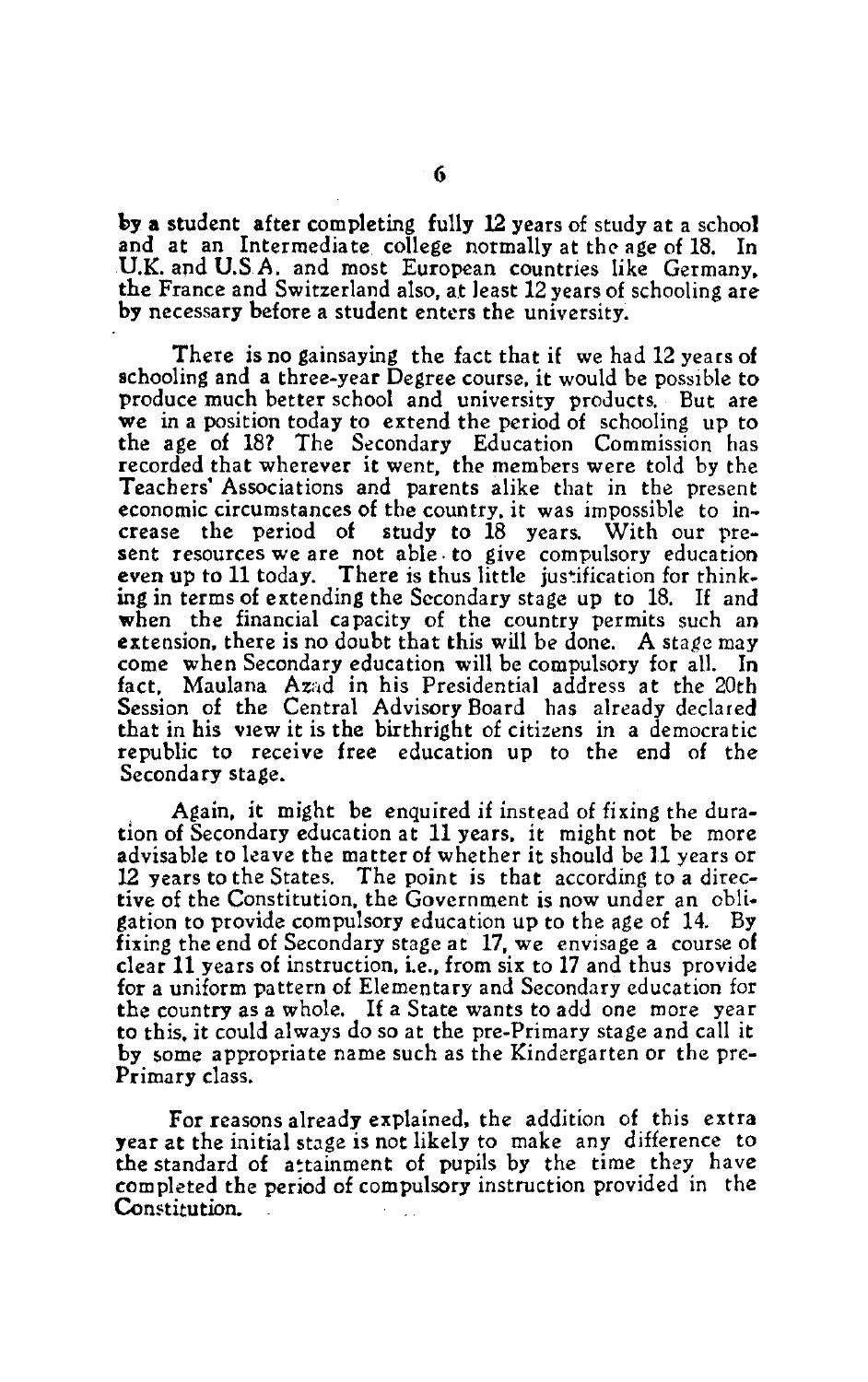by a student after completing fully 12 years of study at a school and at an Intermediate college normally at the age of 18. In U.K. and U.S.A. and most European countries like Germany, the France and Switzerland also, at least 12 years of schooling are by necessary before a student enters the university.

There is no gainsaying the fact that if we had 12 years of schooling and a three-year Degree course, it would be possible to produce much better school and university products. But are we in a position today to extend the period of schooling up to the age of 18? The Secondary Education Commission has recorded that wherever it went, the members were told by the Teachers' Associations and parents alike that in the present economic circumstances of the country, it was impossible to increase the period of study to 18 years. With our present resources we are not able to give compulsory education even up to 11 today. There is thus little justification for thinking in terms of extending the Secondary stage up to 18. If and when the financial capacity of the country permits such an extension, there is no doubt that this will be done. A stage may come when Secondary education will be compulsory for all. In fact, Maulana Azad in his Presidential address at the 20th Session of the Central Advisory Board has already declared that in his view it is the birthright of citizens in a democratic republic to receive free education up to the end of the Secondary stage.

Again, it might be enquired if instead of fixing the duration of Secondary education at 11 years, it might not be more advisable to leave the matter of whether it should be 11 years or 12 years to the States. The point is that according to a directive of the Constitution, the Government is now under an obligation to provide compulsory education up to the age of 14. By fixing the end of Secondary stage at 17, we envisage a course of clear 11 years of instruction, i.e., from six to 17 and thus provide for a uniform pattern of Elementary and Secondary education for the country as a whole. If a State wants to add one more year to this, it could always do so at the pre-Primary stage and call it by some appropriate name such as the Kindergarten or the pre-Primary class.

For reasons already explained, the addition of this extra year at the initial stage is not likely to make any difference to the standard of attainment of pupils by the time they have completed the period of compulsory instruction provided in the Constitution.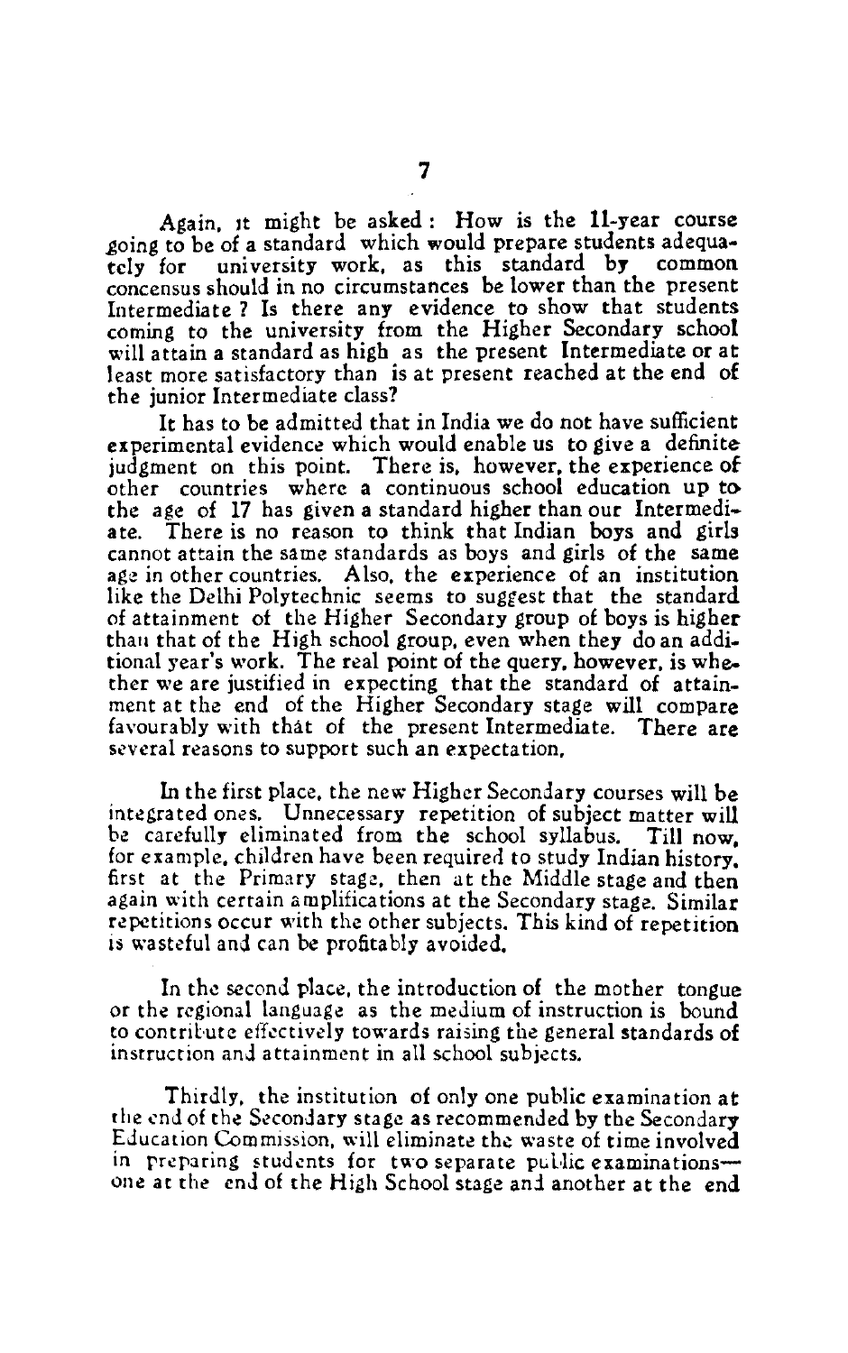Again, it might be asked: How is the 11-year course going to be of a standard which would prepare students adequately for university work, as this standard by common concensus should in no circumstances be lower than the present Intermediate? Is there any evidence to show that students coming to the university from the Higher Secondary school will attain a standard as high as the present Intermediate or at least more satisfactory than is at present reached at the end of the junior Intermediate class?

It has to be admitted that in India we do not have sufficient experimental evidence which would enable us to give a definite judgment on this point. There is, however, the experience of other countries where a continuous school education up to the age of 17 has given a standard higher than our Intermediate. There is no reason to think that Indian boys and girls cannot attain the same standards as boys and girls of the same age in other countries. Also, the experience of an institution like the Delhi Polytechnic seems to suggest that the standard of attainment of the Higher Secondary group of boys is higher than that of the High school group, even when they do an additional year's work. The real point of the query, however, is whether we are justified in expecting that the standard of attainment at the end of the Higher Secondary stage will compare favourably with that of the present Intermediate. There are several reasons to support such an expectation.

In the first place, the new Higher Secondary courses will be integrated ones. Unnecessary repetition of subject matter will be carefully eliminated from the school syllabus. Till now, for example, children have been required to study Indian history, first at the Primary stage, then at the Middle stage and then again with certain amplifications at the Secondary stage. Similar repetitions occur with the other subjects. This kind of repetition is wasteful and can be profitably avoided.

In the second place, the introduction of the mother tongue or the regional language as the medium of instruction is bound to contribute effectively towards raising the general standards of instruction and attainment in all school subjects.

Thirdly, the institution of only one public examination at the end of the Secondary stage as recommended by the Secondary Education Commission, will eliminate the waste of time involved in preparing students for two separate public examinations—one at the end of the High School stage and another at the end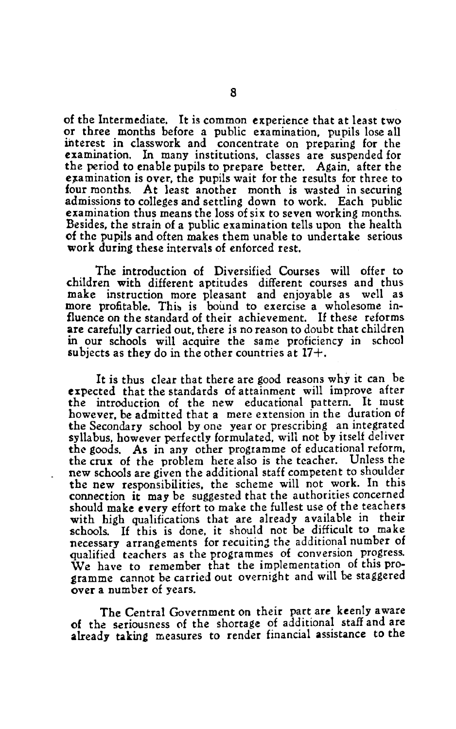of the Intermediate. It is common experience that at least two or three months before a public examination, pupils lose all interest in classwork and concentrate on preparing for the examination. In many institutions, classes are suspended for the period to enable pupils to prepare better. Again, after the examination is over, the pupils wait for the results for three to four months. At least another month is wasted in securing admissions to colleges and settling down to work. Each public examination thus means the loss of six to seven working months. Besides, the strain of a public examination tells upon the health of the pupils and often makes them unable to undertake serious work during these intervals of enforced rest.

The introduction of Diversified Courses will offer to children with different aptitudes different courses and thus make instruction more pleasant and enjoyable as well as more profitable. This is bound to exercise a wholesome influence on the standard of their achievement. If these reforms are carefully carried out, there is no reason to doubt that children in our schools will acquire the same proficiency in school subjects as they do in the other countries at 17+.

It is thus clear that there are good reasons why it can be expected that the standards of attainment will improve after the introduction of the new educational pattern. It must however, be admitted that a mere extension in the duration of the Secondary school by one year or prescribing an integrated syllabus, however perfectly formulated, will not by itself deliver the goods. As in any other programme of educational reform, the crux of the problem here also is the teacher. Unless the new schools are given the additional staff competent to shoulder the new responsibilities, the scheme will not work. In this connection it may be suggested that the authorities concerned should make every effort to make the fullest use of the teachers with high qualifications that are already available in their schools. If this is done, it should not be difficult to make necessary arrangements for recuiting the additional number of qualified teachers as the programmes of conversion progress. We have to remember that the implementation of this programme cannot be carried out overnight and will be staggered over a number of years.

The Central Government on their part are keenly aware of the seriousness of the shortage of additional staff and are already taking measures to render financial assistance to the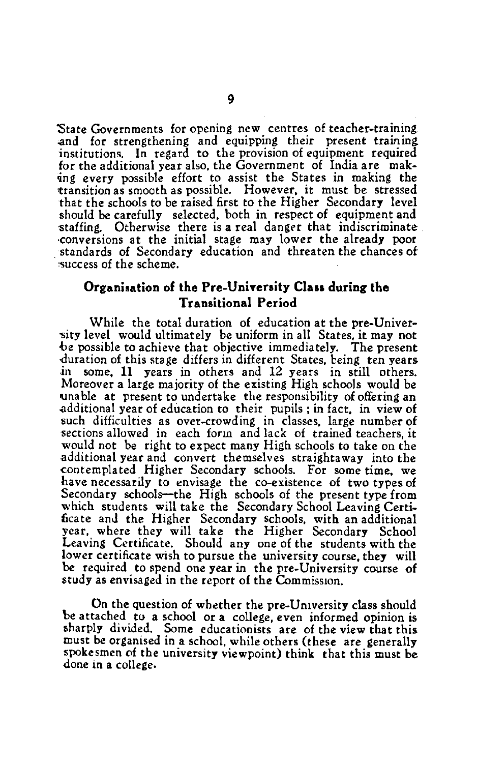State Governments for opening new centres of teacher-training and for strengthening and equipping their present training institutions. In regard to the provision of equipment required for the additional year also, the Government of India are making every possible effort to assist the States in making the transition as smooth as possible. However, it must be stressed that the schools to be raised first to the Higher Secondary level should be carefully selected, both in respect of equipment and staffing. Otherwise there is a real danger that indiscriminate conversions at the initial stage may lower the already poor standards of Secondary education and threaten the chances of success of the scheme.

## Organisation of the Pre-University Class during the Transitional Period

While the total duration of education at the pre-University level would ultimately be uniform in all States, it may not be possible to achieve that objective immediately. The present duration of this stage differs in different States, being ten years in some, 11 years in others and 12 years in still others. Moreover a large majority of the existing High schools would be unable at present to undertake the responsibility of offering an additional year of education to their pupils ; in fact, in view of such difficulties as over-crowding in classes, large number of sections allowed in each form and lack of trained teachers, it would not be right to expect many High schools to take on the additional year and convert themselves straightaway into the contemplated Higher Secondary schools. For some time, we have necessarily to envisage the co-existence of two types of Secondary schools—the High schools of the present type from which students will take the Secondary School Leaving Certificate and the Higher Secondary schools, with an additional year, where they will take the Higher Secondary School Leaving Certificate. Should any one of the students with the lower certificate wish to pursue the university course, they will be required to spend one year in the pre-University course of study as envisaged in the report of the Commission.

On the question of whether the pre-University class should be attached to a school or a college, even informed opinion is sharply divided. Some educationists are of the view that this must be organised in a school, while others (these are generally spokesmen of the university viewpoint) think that this must be done in a college.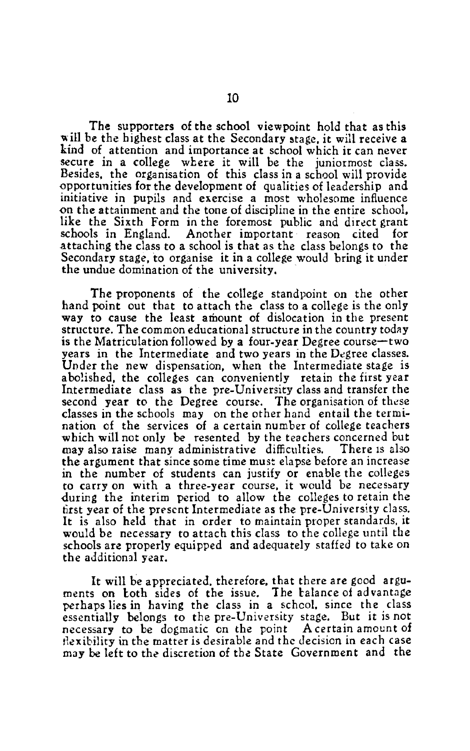The supporters of the school viewpoint hold that as this will be the highest class at the Secondary stage, it will receive a kind of attention and importance at school which it can never secure in a college where it will be the juniormost class. Besides, the organisation of this class in a school will provide opportunities for the development of qualities of leadership and initiative in pupils and exercise a most wholesome influence on the attainment and the tone of discipline in the entire school, like the Sixth Form in the foremost public and direct grant schools in England. Another important reason cited for attaching the class to a school is that as the class belongs to the Secondary stage, to organise it in a college would bring it under the undue domination of the university.

The proponents of the college standpoint on the other hand point out that to attach the class to a college is the only way to cause the least amount of dislocation in the present structure. The common educational structure in the country today is the Matriculation followed by a four-year Degree course—two years in the Intermediate and two years in the Degree classes. Under the new dispensation, when the Intermediate stage is abolished, the colleges can conveniently retain the first year Intermediate class as the pre-University class and transfer the second year to the Degree course. The organisation of these classes in the schools may on the other hand entail the termination of the services of a certain number of college teachers which will not only be resented by the teachers concerned but may also raise many administrative difficulties. There is also the argument that since some time must elapse before an increase in the number of students can justify or enable the colleges to carry on with a three-year course, it would be necessary during the interim period to allow the colleges to retain the first year of the present Intermediate as the pre-University class. It is also held that in order to maintain proper standards, it would be necessary to attach this class to the college until the schools are properly equipped and adequately staffed to take on the additional year.

It will be appreciated, therefore, that there are good arguments on both sides of the issue. The balance of advantage perhaps lies in having the class in a school, since the class essentially belongs to the pre-University stage. But it is not necessary to be dogmatic on the point A certain amount of flexibility in the matter is desirable and the decision in each case may be left to the discretion of the State Government and the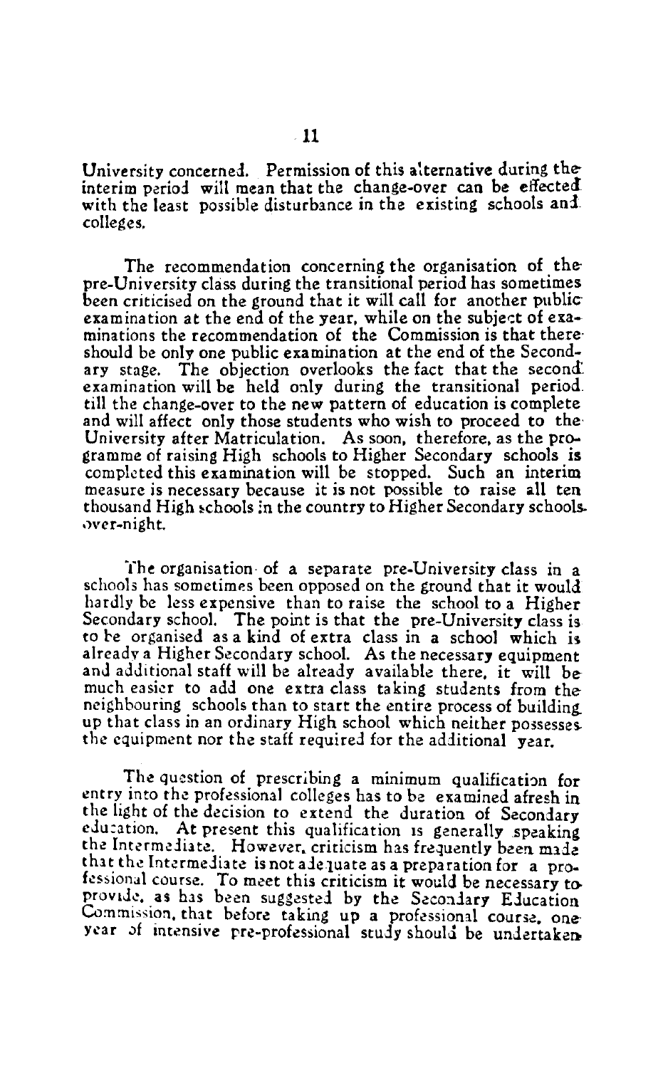University concerned. Permission of this alternative during the interim period will mean that the change-over can be effected with the least possible disturbance in the existing schools and colleges.

The recommendation concerning the organisation of the pre-University class during the transitional period has sometimes been criticised on the ground that it will call for another public examination at the end of the year, while on the subject of examinations the recommendation of the Commission is that there should be only one public examination at the end of the Secondary stage. The objection overlooks the fact that the second examination will be held only during the transitional period till the change-over to the new pattern of education is complete and will affect only those students who wish to proceed to the University after Matriculation. As soon, therefore, as the programme of raising High schools to Higher Secondary schools is completed this examination will be stopped. Such an interim measure is necessary because it is not possible to raise all ten thousand High schools in the country to Higher Secondary schools over-night.

The organisation of a separate pre-University class in a schools has sometimes been opposed on the ground that it would hardly be less expensive than to raise the school to a Higher Secondary school. The point is that the pre-University class is to be organised as a kind of extra class in a school which is already a Higher Secondary school. As the necessary equipment and additional staff will be already available there, it will be much easier to add one extra class taking students from the neighbouring schools than to start the entire process of building up that class in an ordinary High school which neither possesses the equipment nor the staff required for the additional year.

The question of prescribing a minimum qualification for entry into the professional colleges has to be examined afresh in the light of the decision to extend the duration of Secondary education. At present this qualification is generally speaking the Intermediate. However, criticism has frequently been made that the Intermediate is not adequate as a preparation for a professional course. To meet this criticism it would be necessary to provide, as has been suggested by the Secondary Education Commission, that before taking up a professional course, one year of intensive pre-professional study should be undertaken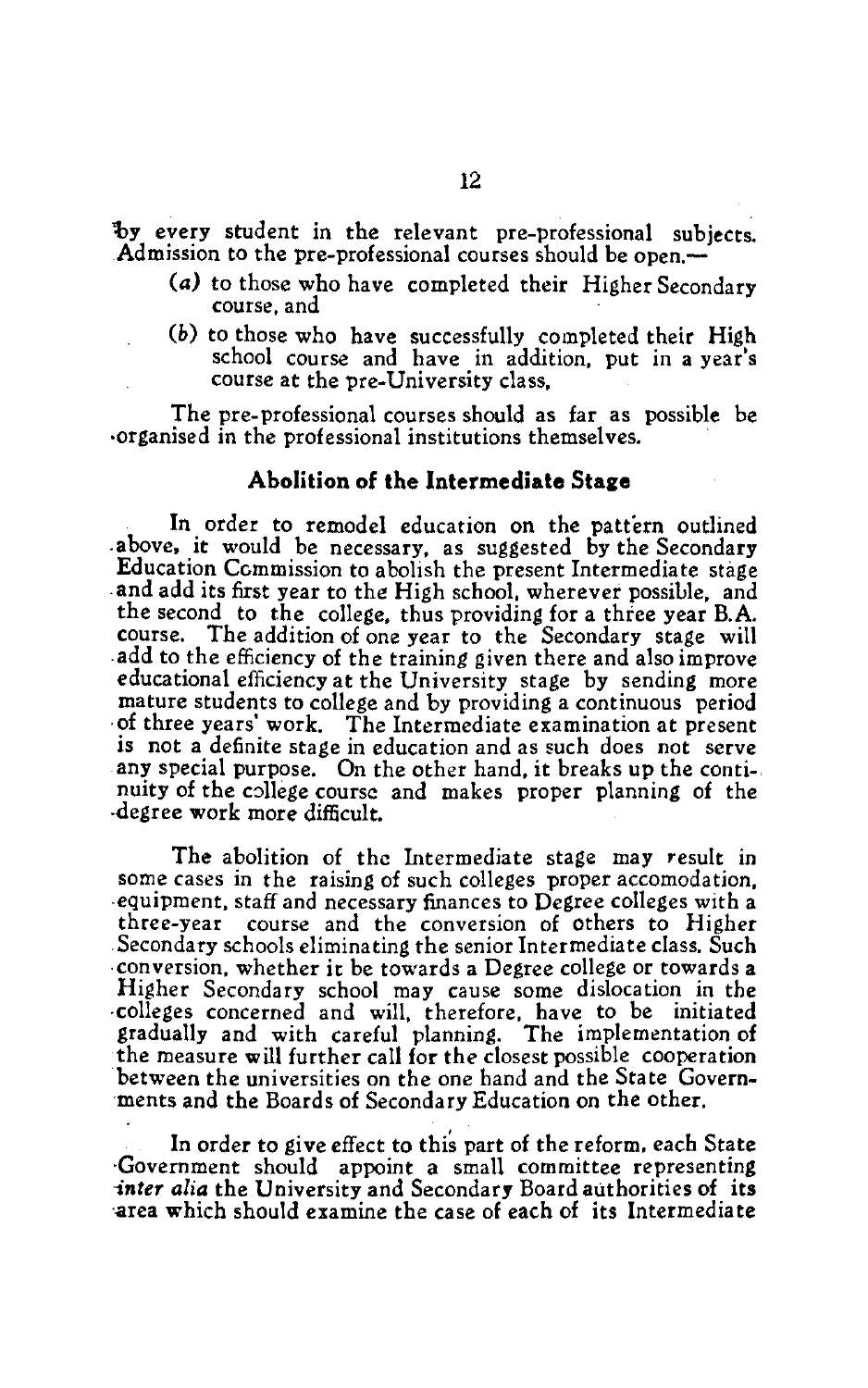by every student in the relevant pre-professional subjects. Admission to the pre-professional courses should be open.—

(*a*) to those who have completed their Higher Secondary course, and

(*b*) to those who have successfully completed their High school course and have in addition, put in a year's course at the pre-University class,

The pre-professional courses should as far as possible be organised in the professional institutions themselves.

### Abolition of the Intermediate Stage

In order to remodel education on the pattern outlined above, it would be necessary, as suggested by the Secondary Education Commission to abolish the present Intermediate stage and add its first year to the High school, wherever possible, and the second to the college, thus providing for a three year B.A. course. The addition of one year to the Secondary stage will add to the efficiency of the training given there and also improve educational efficiency at the University stage by sending more mature students to college and by providing a continuous period of three years' work. The Intermediate examination at present is not a definite stage in education and as such does not serve any special purpose. On the other hand, it breaks up the continuity of the college course and makes proper planning of the degree work more difficult.

The abolition of the Intermediate stage may result in some cases in the raising of such colleges proper accomodation, equipment, staff and necessary finances to Degree colleges with a three-year course and the conversion of others to Higher Secondary schools eliminating the senior Intermediate class. Such conversion, whether it be towards a Degree college or towards a Higher Secondary school may cause some dislocation in the colleges concerned and will, therefore, have to be initiated gradually and with careful planning. The implementation of the measure will further call for the closest possible cooperation between the universities on the one hand and the State Governments and the Boards of Secondary Education on the other.

In order to give effect to this part of the reform, each State Government should appoint a small committee representing *inter alia* the University and Secondary Board authorities of its area which should examine the case of each of its Intermediate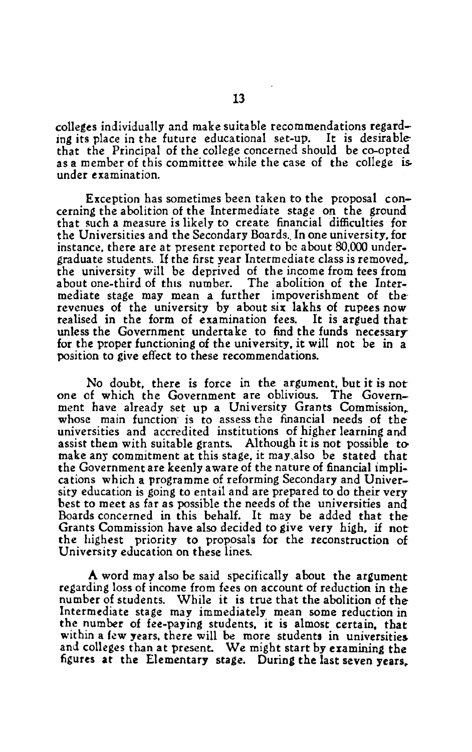colleges individually and make suitable recommendations regarding its place in the future educational set-up. It is desirable that the Principal of the college concerned should be co-opted as a member of this committee while the case of the college is under examination.

Exception has sometimes been taken to the proposal concerning the abolition of the Intermediate stage on the ground that such a measure is likely to create financial difficulties for the Universities and the Secondary Boards. In one university, for instance, there are at present reported to be about 80,000 undergraduate students. If the first year Intermediate class is removed, the university will be deprived of the income from fees from about one-third of this number. The abolition of the Intermediate stage may mean a further impoverishment of the revenues of the university by about six lakhs of rupees now realised in the form of examination fees. It is argued that unless the Government undertake to find the funds necessary for the proper functioning of the university, it will not be in a position to give effect to these recommendations.

No doubt, there is force in the argument, but it is not one of which the Government are oblivious. The Government have already set up a University Grants Commission, whose main function is to assess the financial needs of the universities and accredited institutions of higher learning and assist them with suitable grants. Although it is not possible to make any commitment at this stage, it may also be stated that the Government are keenly aware of the nature of financial implications which a programme of reforming Secondary and University education is going to entail and are prepared to do their very best to meet as far as possible the needs of the universities and Boards concerned in this behalf. It may be added that the Grants Commission have also decided to give very high, if not the highest priority to proposals for the reconstruction of University education on these lines.

A word may also be said specifically about the argument regarding loss of income from fees on account of reduction in the number of students. While it is true that the abolition of the Intermediate stage may immediately mean some reduction in the number of fee-paying students, it is almost certain, that within a few years, there will be more students in universities and colleges than at present. We might start by examining the figures at the Elementary stage. During the last seven years,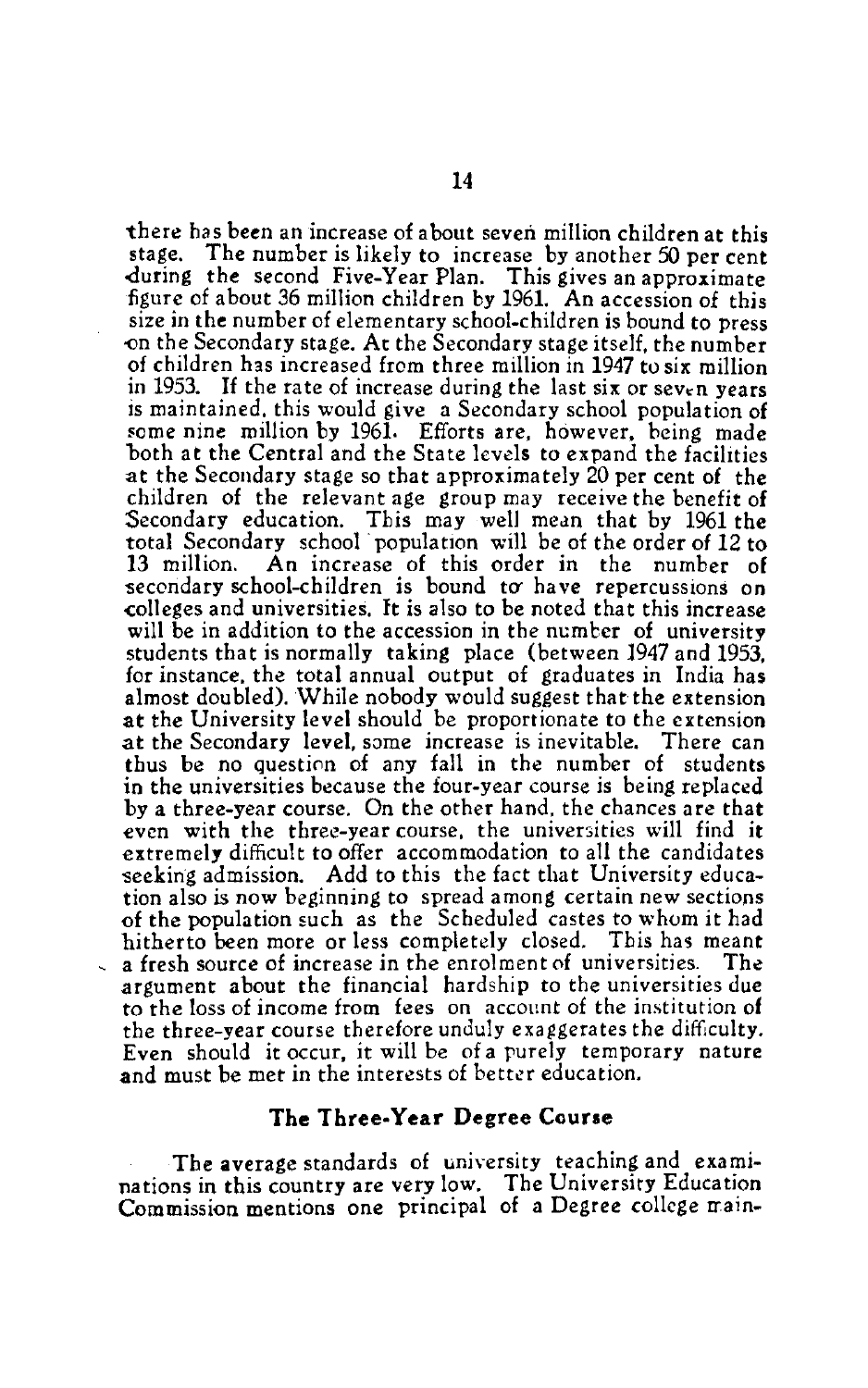there has been an increase of about seven million children at this stage. The number is likely to increase by another 50 per cent during the second Five-Year Plan. This gives an approximate figure of about 36 million children by 1961. An accession of this size in the number of elementary school-children is bound to press on the Secondary stage. At the Secondary stage itself, the number of children has increased from three million in 1947 to six million in 1953. If the rate of increase during the last six or seven years is maintained, this would give a Secondary school population of some nine million by 1961. Efforts are, however, being made both at the Central and the State levels to expand the facilities at the Secondary stage so that approximately 20 per cent of the children of the relevant age group may receive the benefit of Secondary education. This may well mean that by 1961 the total Secondary school population will be of the order of 12 to 13 million. An increase of this order in the number of secondary school-children is bound to have repercussions on colleges and universities. It is also to be noted that this increase will be in addition to the accession in the number of university students that is normally taking place (between 1947 and 1953, for instance, the total annual output of graduates in India has almost doubled). While nobody would suggest that the extension at the University level should be proportionate to the extension at the Secondary level, some increase is inevitable. There can thus be no question of any fall in the number of students in the universities because the four-year course is being replaced by a three-year course. On the other hand, the chances are that even with the three-year course, the universities will find it extremely difficult to offer accommodation to all the candidates seeking admission. Add to this the fact that University education also is now beginning to spread among certain new sections of the population such as the Scheduled castes to whom it had hitherto been more or less completely closed. This has meant a fresh source of increase in the enrolment of universities. The argument about the financial hardship to the universities due to the loss of income from fees on account of the institution of the three-year course therefore unduly exaggerates the difficulty. Even should it occur, it will be of a purely temporary nature and must be met in the interests of better education.

## The Three-Year Degree Course

The average standards of university teaching and examinations in this country are very low. The University Education Commission mentions one principal of a Degree college main-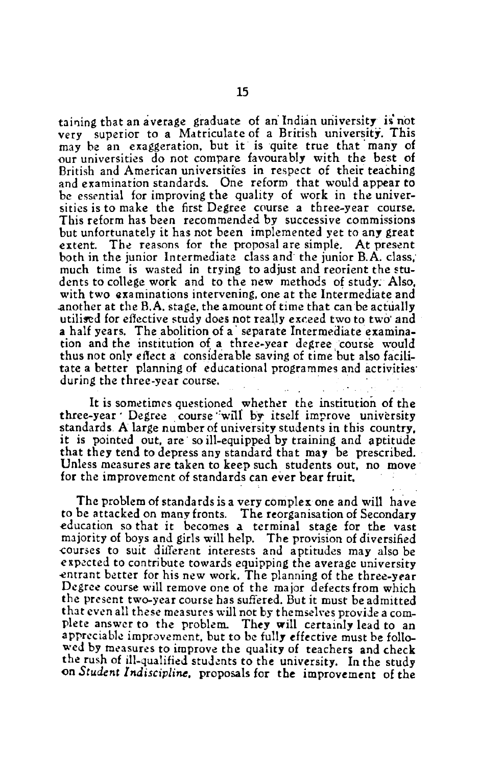taining that an average graduate of an Indian university is not very superior to a Matriculate of a British university. This may be an exaggeration, but it is quite true that many of our universities do not compare favourably with the best of British and American universities in respect of their teaching and examination standards. One reform that would appear to be essential for improving the quality of work in the universities is to make the first Degree course a three-year course. This reform has been recommended by successive commissions but unfortunately it has not been implemented yet to any great extent. The reasons for the proposal are simple. At present both in the junior Intermediate class and the junior B.A. class, much time is wasted in trying to adjust and reorient the students to college work and to the new methods of study. Also, with two examinations intervening, one at the Intermediate and another at the B.A. stage, the amount of time that can be actually utilised for effective study does not really exceed two to two and a half years. The abolition of a separate Intermediate examination and the institution of a three-year degree course would thus not only effect a considerable saving of time but also facilitate a better planning of educational programmes and activities during the three-year course.

It is sometimes questioned whether the institution of the three-year Degree course will by itself improve university standards. A large number of university students in this country, it is pointed out, are so ill-equipped by training and aptitude that they tend to depress any standard that may be prescribed. Unless measures are taken to keep such students out, no move for the improvement of standards can ever bear fruit.

The problem of standards is a very complex one and will have to be attacked on many fronts. The reorganisation of Secondary education so that it becomes a terminal stage for the vast majority of boys and girls will help. The provision of diversified courses to suit different interests and aptitudes may also be expected to contribute towards equipping the average university entrant better for his new work. The planning of the three-year Degree course will remove one of the major defects from which the present two-year course has suffered. But it must be admitted that even all these measures will not by themselves provide a complete answer to the problem. They will certainly lead to an appreciable improvement, but to be fully effective must be followed by measures to improve the quality of teachers and check the rush of ill-qualified students to the university. In the study on *Student Indiscipline*, proposals for the improvement of the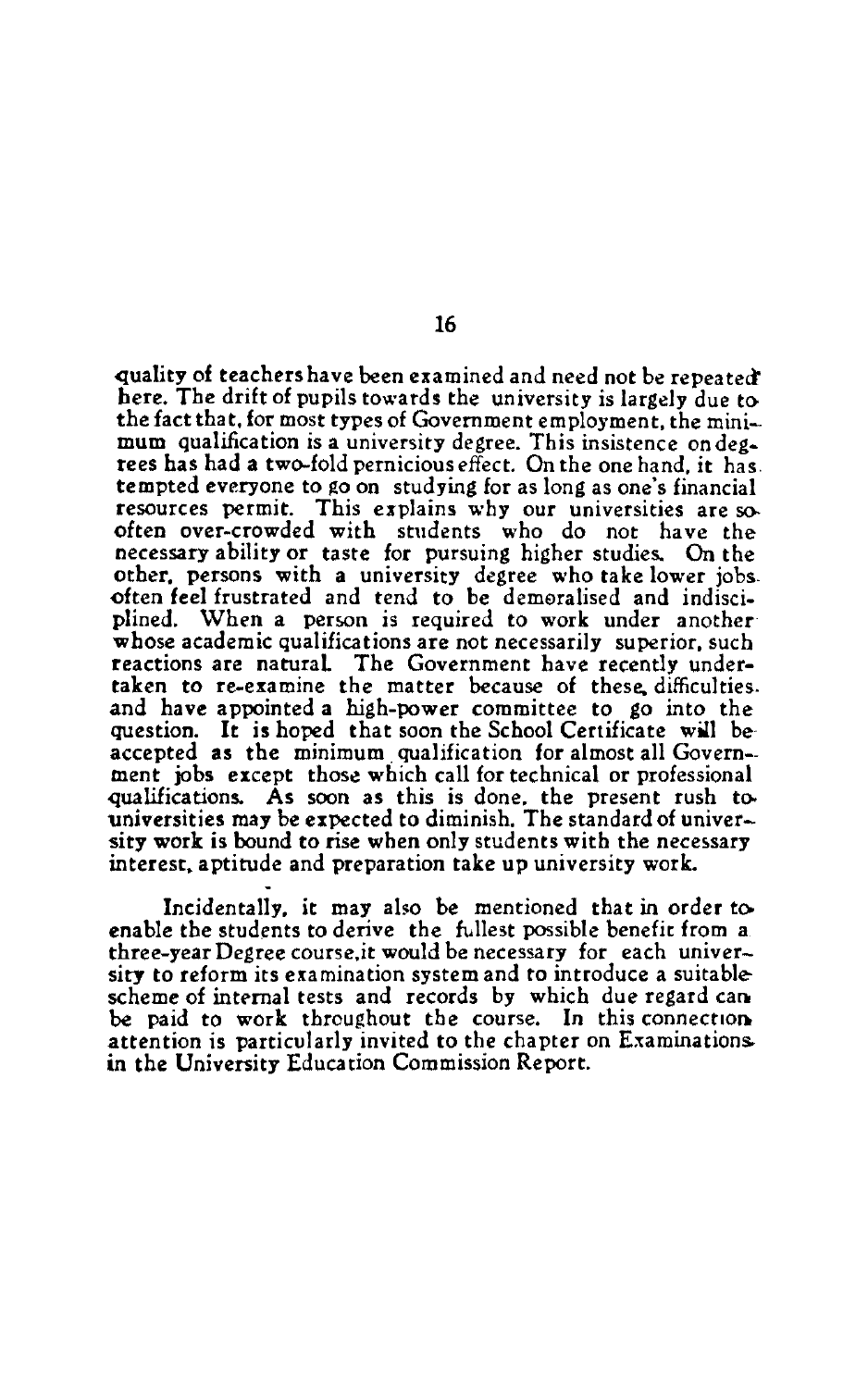quality of teachers have been examined and need not be repeated here. The drift of pupils towards the university is largely due to the fact that, for most types of Government employment, the minimum qualification is a university degree. This insistence on degrees has had a two-fold pernicious effect. On the one hand, it has tempted everyone to go on studying for as long as one's financial resources permit. This explains why our universities are so often over-crowded with students who do not have the necessary ability or taste for pursuing higher studies. On the other, persons with a university degree who take lower jobs often feel frustrated and tend to be demoralised and indisciplined. When a person is required to work under another whose academic qualifications are not necessarily superior, such reactions are natural. The Government have recently undertaken to re-examine the matter because of these difficulties and have appointed a high-power committee to go into the question. It is hoped that soon the School Certificate will be accepted as the minimum qualification for almost all Government jobs except those which call for technical or professional qualifications. As soon as this is done, the present rush to universities may be expected to diminish. The standard of university work is bound to rise when only students with the necessary interest, aptitude and preparation take up university work.

Incidentally, it may also be mentioned that in order to enable the students to derive the fullest possible benefit from a three-year Degree course, it would be necessary for each university to reform its examination system and to introduce a suitable scheme of internal tests and records by which due regard can be paid to work throughout the course. In this connection attention is particularly invited to the chapter on Examinations in the University Education Commission Report.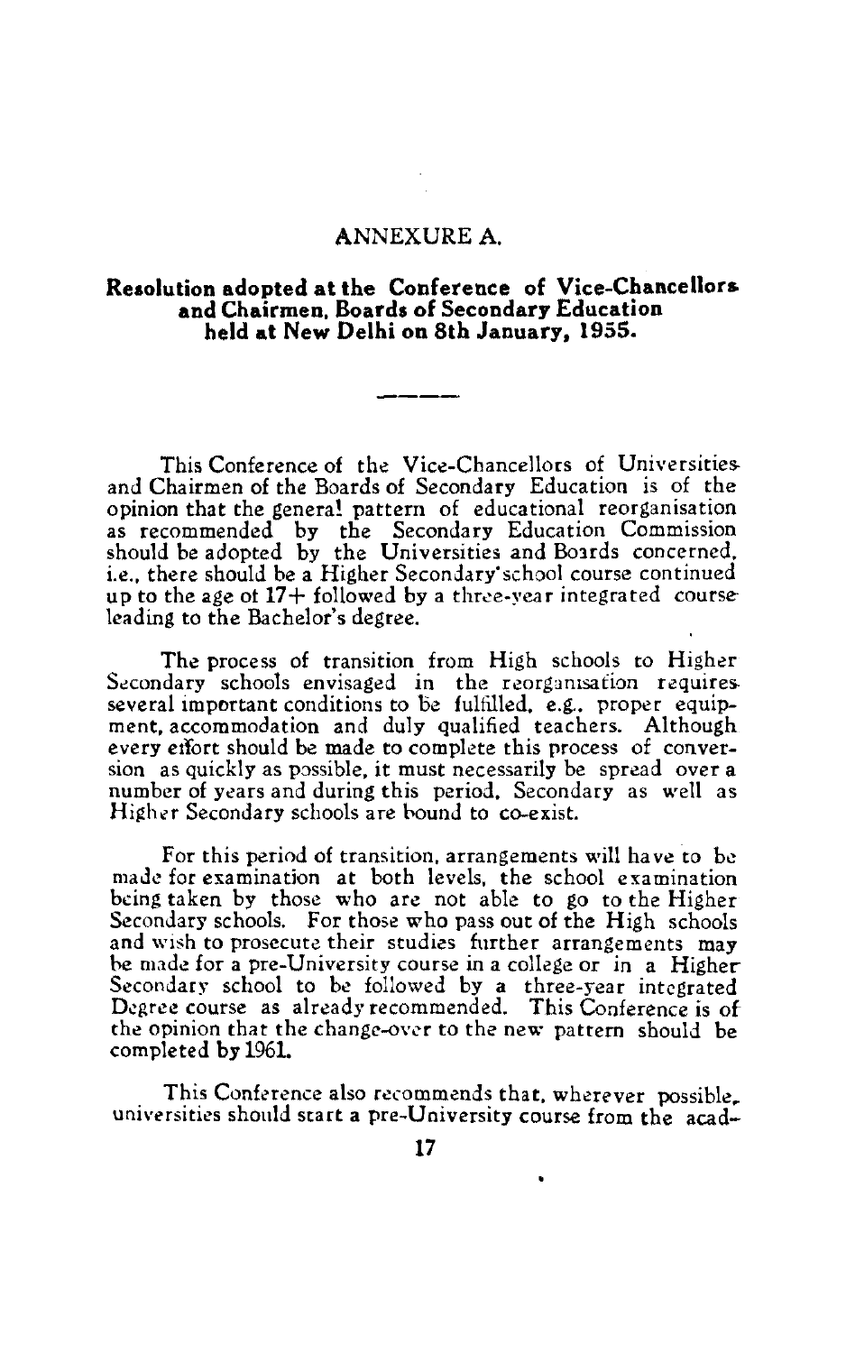# ANNEXURE A.

## Resolution adopted at the Conference of Vice-Chancellors and Chairmen, Boards of Secondary Education held at New Delhi on 8th January, 1955.

---

This Conference of the Vice-Chancellors of Universities and Chairmen of the Boards of Secondary Education is of the opinion that the general pattern of educational reorganisation as recommended by the Secondary Education Commission should be adopted by the Universities and Boards concerned, i.e., there should be a Higher Secondary school course continued up to the age of 17+ followed by a three-year integrated course leading to the Bachelor's degree.

The process of transition from High schools to Higher Secondary schools envisaged in the reorganisation requires several important conditions to be fulfilled, e.g., proper equipment, accommodation and duly qualified teachers. Although every effort should be made to complete this process of conversion as quickly as possible, it must necessarily be spread over a number of years and during this period, Secondary as well as Higher Secondary schools are bound to co-exist.

For this period of transition, arrangements will have to be made for examination at both levels, the school examination being taken by those who are not able to go to the Higher Secondary schools. For those who pass out of the High schools and wish to prosecute their studies further arrangements may be made for a pre-University course in a college or in a Higher Secondary school to be followed by a three-year integrated Degree course as already recommended. This Conference is of the opinion that the change-over to the new pattern should be completed by 1961.

This Conference also recommends that, wherever possible, universities should start a pre-University course from the acad-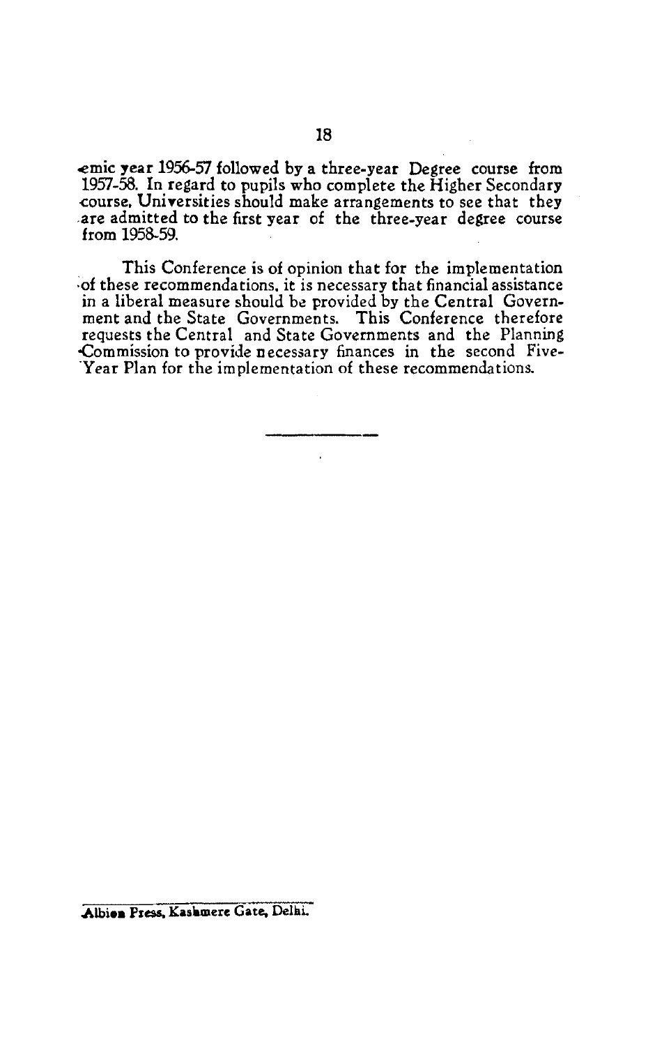emic year 1956-57 followed by a three-year Degree course from 1957-58. In regard to pupils who complete the Higher Secondary course, Universities should make arrangements to see that they are admitted to the first year of the three-year degree course from 1958-59.

This Conference is of opinion that for the implementation of these recommendations, it is necessary that financial assistance in a liberal measure should be provided by the Central Government and the State Governments. This Conference therefore requests the Central and State Governments and the Planning Commission to provide necessary finances in the second Five-Year Plan for the implementation of these recommendations.

---

Albion Press, Kashmere Gate, Delhi.